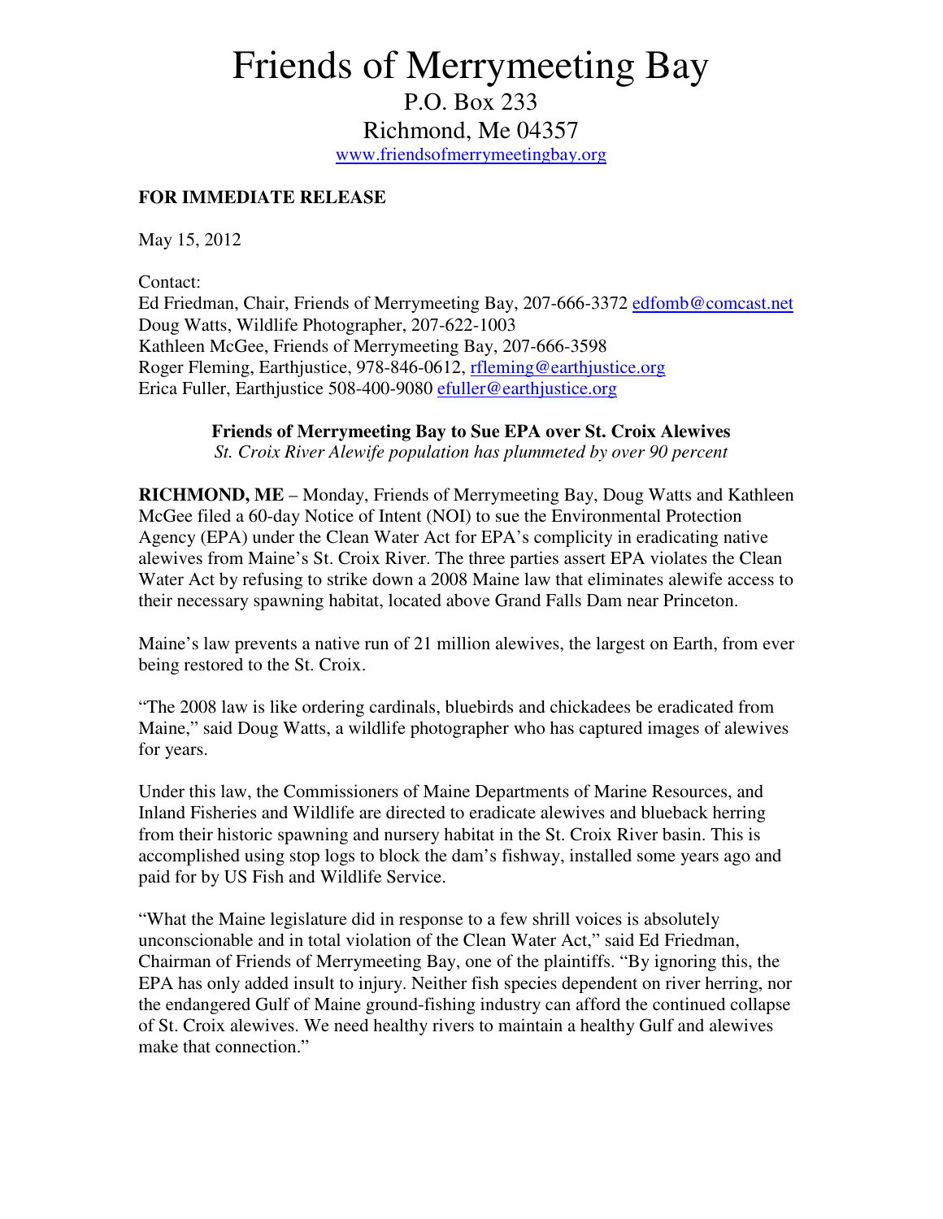# Friends of Merrymeeting Bay

P.O. Box 233
Richmond, Me 04357
www.friendsofmerrymeetingbay.org

**FOR IMMEDIATE RELEASE**

May 15, 2012

Contact:
Ed Friedman, Chair, Friends of Merrymeeting Bay, 207-666-3372 edfomb@comcast.net
Doug Watts, Wildlife Photographer, 207-622-1003
Kathleen McGee, Friends of Merrymeeting Bay, 207-666-3598
Roger Fleming, Earthjustice, 978-846-0612, rfleming@earthjustice.org
Erica Fuller, Earthjustice 508-400-9080 efuller@earthjustice.org

**Friends of Merrymeeting Bay to Sue EPA over St. Croix Alewives**
*St. Croix River Alewife population has plummeted by over 90 percent*

**RICHMOND, ME** – Monday, Friends of Merrymeeting Bay, Doug Watts and Kathleen McGee filed a 60-day Notice of Intent (NOI) to sue the Environmental Protection Agency (EPA) under the Clean Water Act for EPA's complicity in eradicating native alewives from Maine's St. Croix River. The three parties assert EPA violates the Clean Water Act by refusing to strike down a 2008 Maine law that eliminates alewife access to their necessary spawning habitat, located above Grand Falls Dam near Princeton.

Maine's law prevents a native run of 21 million alewives, the largest on Earth, from ever being restored to the St. Croix.

"The 2008 law is like ordering cardinals, bluebirds and chickadees be eradicated from Maine," said Doug Watts, a wildlife photographer who has captured images of alewives for years.

Under this law, the Commissioners of Maine Departments of Marine Resources, and Inland Fisheries and Wildlife are directed to eradicate alewives and blueback herring from their historic spawning and nursery habitat in the St. Croix River basin. This is accomplished using stop logs to block the dam's fishway, installed some years ago and paid for by US Fish and Wildlife Service.

"What the Maine legislature did in response to a few shrill voices is absolutely unconscionable and in total violation of the Clean Water Act," said Ed Friedman, Chairman of Friends of Merrymeeting Bay, one of the plaintiffs. "By ignoring this, the EPA has only added insult to injury. Neither fish species dependent on river herring, nor the endangered Gulf of Maine ground-fishing industry can afford the continued collapse of St. Croix alewives. We need healthy rivers to maintain a healthy Gulf and alewives make that connection."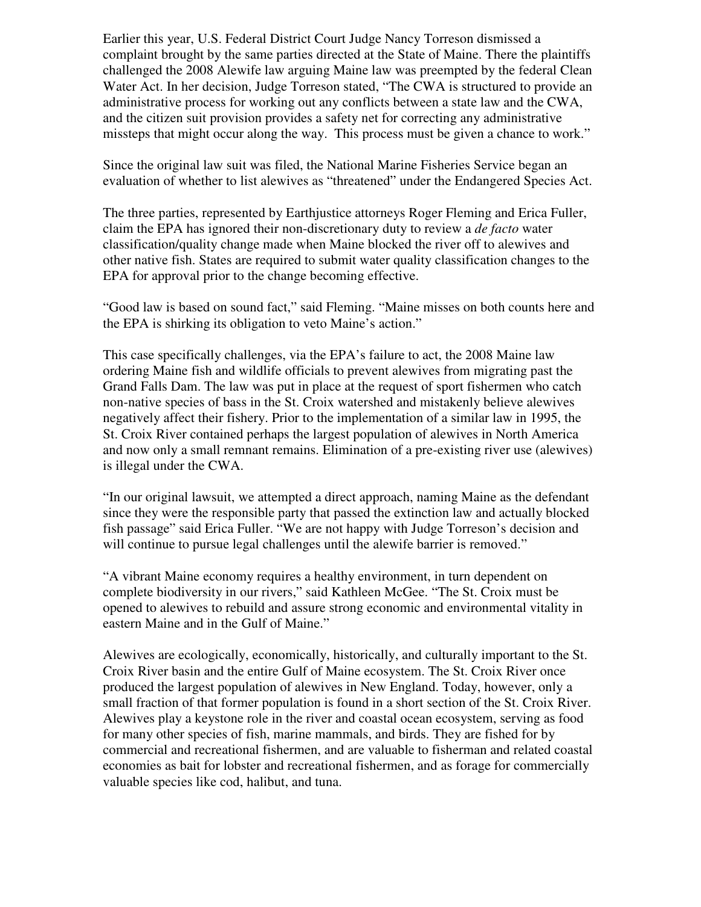Earlier this year, U.S. Federal District Court Judge Nancy Torreson dismissed a complaint brought by the same parties directed at the State of Maine. There the plaintiffs challenged the 2008 Alewife law arguing Maine law was preempted by the federal Clean Water Act. In her decision, Judge Torreson stated, "The CWA is structured to provide an administrative process for working out any conflicts between a state law and the CWA, and the citizen suit provision provides a safety net for correcting any administrative missteps that might occur along the way. This process must be given a chance to work."

Since the original law suit was filed, the National Marine Fisheries Service began an evaluation of whether to list alewives as "threatened" under the Endangered Species Act.

The three parties, represented by Earthjustice attorneys Roger Fleming and Erica Fuller, claim the EPA has ignored their non-discretionary duty to review a *de facto* water classification/quality change made when Maine blocked the river off to alewives and other native fish. States are required to submit water quality classification changes to the EPA for approval prior to the change becoming effective.

"Good law is based on sound fact," said Fleming. "Maine misses on both counts here and the EPA is shirking its obligation to veto Maine's action."

This case specifically challenges, via the EPA's failure to act, the 2008 Maine law ordering Maine fish and wildlife officials to prevent alewives from migrating past the Grand Falls Dam. The law was put in place at the request of sport fishermen who catch non-native species of bass in the St. Croix watershed and mistakenly believe alewives negatively affect their fishery. Prior to the implementation of a similar law in 1995, the St. Croix River contained perhaps the largest population of alewives in North America and now only a small remnant remains. Elimination of a pre-existing river use (alewives) is illegal under the CWA.

"In our original lawsuit, we attempted a direct approach, naming Maine as the defendant since they were the responsible party that passed the extinction law and actually blocked fish passage" said Erica Fuller. "We are not happy with Judge Torreson's decision and will continue to pursue legal challenges until the alewife barrier is removed."

"A vibrant Maine economy requires a healthy environment, in turn dependent on complete biodiversity in our rivers," said Kathleen McGee. "The St. Croix must be opened to alewives to rebuild and assure strong economic and environmental vitality in eastern Maine and in the Gulf of Maine."

Alewives are ecologically, economically, historically, and culturally important to the St. Croix River basin and the entire Gulf of Maine ecosystem. The St. Croix River once produced the largest population of alewives in New England. Today, however, only a small fraction of that former population is found in a short section of the St. Croix River. Alewives play a keystone role in the river and coastal ocean ecosystem, serving as food for many other species of fish, marine mammals, and birds. They are fished for by commercial and recreational fishermen, and are valuable to fisherman and related coastal economies as bait for lobster and recreational fishermen, and as forage for commercially valuable species like cod, halibut, and tuna.